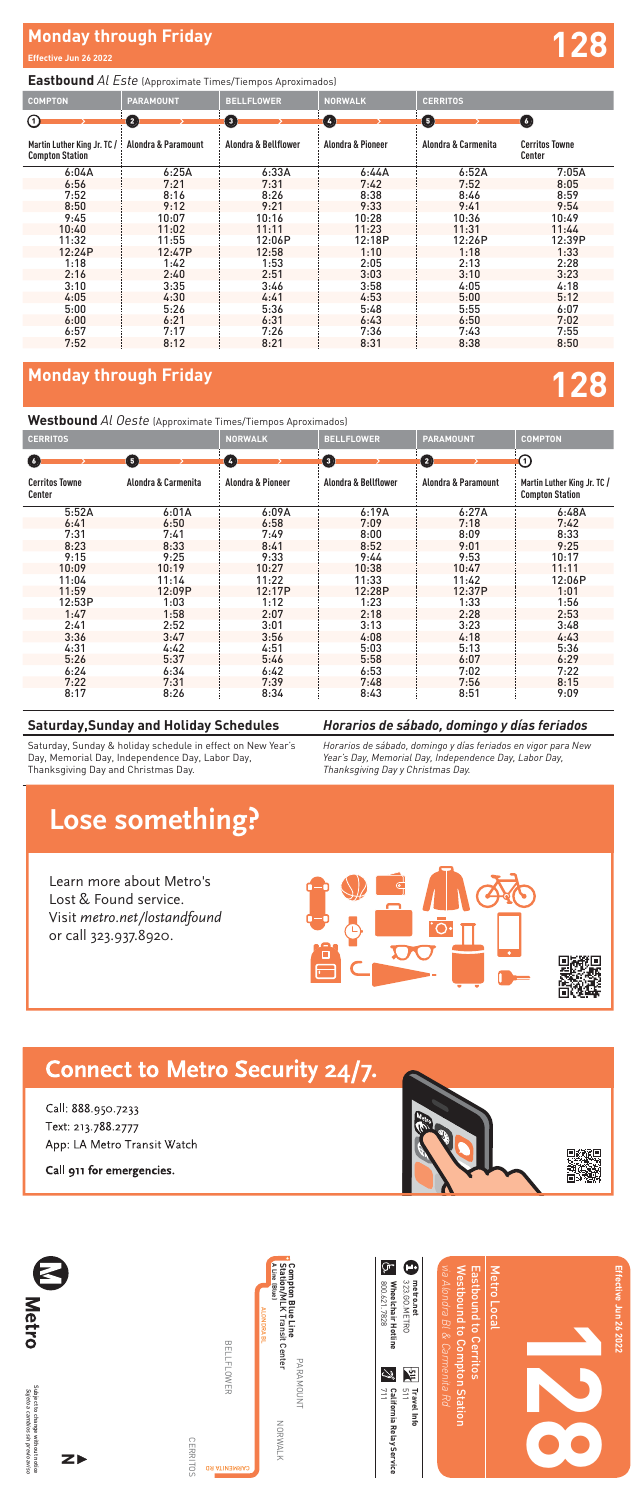## Monday through Friday

**Effective Jun 26 2022**

# 128

**Eastbound** *Al Este* (Approximate Times/Tiempos Aproximados)

| COMPTON | PARAMOUNT | BELLFLOWER | NORWALK | CERRITOS | |
|---|---|---|---|---|---|
| 1 | 2 | 3 | 4 | 5 | 6 |
| Martin Luther King Jr. TC / Compton Station | Alondra & Paramount | Alondra & Bellflower | Alondra & Pioneer | Alondra & Carmenita | Cerritos Towne Center |
| 6:04A | 6:25A | 6:33A | 6:44A | 6:52A | 7:05A |
| 6:56 | 7:21 | 7:31 | 7:42 | 7:52 | 8:05 |
| 7:52 | 8:16 | 8:26 | 8:38 | 8:46 | 8:59 |
| 8:50 | 9:12 | 9:21 | 9:33 | 9:41 | 9:54 |
| 9:45 | 10:07 | 10:16 | 10:28 | 10:36 | 10:49 |
| 10:40 | 11:02 | 11:11 | 11:23 | 11:31 | 11:44 |
| 11:32 | 11:55 | 12:06P | 12:18P | 12:26P | 12:39P |
| 12:24P | 12:47P | 12:58 | 1:10 | 1:18 | 1:33 |
| 1:18 | 1:42 | 1:53 | 2:05 | 2:13 | 2:28 |
| 2:16 | 2:40 | 2:51 | 3:03 | 3:10 | 3:23 |
| 3:10 | 3:35 | 3:46 | 3:58 | 4:05 | 4:18 |
| 4:05 | 4:30 | 4:41 | 4:53 | 5:00 | 5:12 |
| 5:00 | 5:26 | 5:36 | 5:48 | 5:55 | 6:07 |
| 6:00 | 6:21 | 6:31 | 6:43 | 6:50 | 7:02 |
| 6:57 | 7:17 | 7:26 | 7:36 | 7:43 | 7:55 |
| 7:52 | 8:12 | 8:21 | 8:31 | 8:38 | 8:50 |

## Monday through Friday

# 128

**Westbound** *Al Oeste* (Approximate Times/Tiempos Aproximados)

| CERRITOS | | NORWALK | BELLFLOWER | PARAMOUNT | COMPTON |
|---|---|---|---|---|---|
| 6 | 5 | 4 | 3 | 2 | 1 |
| Cerritos Towne Center | Alondra & Carmenita | Alondra & Pioneer | Alondra & Bellflower | Alondra & Paramount | Martin Luther King Jr. TC / Compton Station |
| 5:52A | 6:01A | 6:09A | 6:19A | 6:27A | 6:48A |
| 6:41 | 6:50 | 6:58 | 7:09 | 7:18 | 7:42 |
| 7:31 | 7:41 | 7:49 | 8:00 | 8:09 | 8:33 |
| 8:23 | 8:33 | 8:41 | 8:52 | 9:01 | 9:25 |
| 9:15 | 9:25 | 9:33 | 9:44 | 9:53 | 10:17 |
| 10:09 | 10:19 | 10:27 | 10:38 | 10:47 | 11:11 |
| 11:04 | 11:14 | 11:22 | 11:33 | 11:42 | 12:06P |
| 11:59 | 12:09P | 12:17P | 12:28P | 12:37P | 1:01 |
| 12:53P | 1:03 | 1:12 | 1:23 | 1:33 | 1:56 |
| 1:47 | 1:58 | 2:07 | 2:18 | 2:28 | 2:53 |
| 2:41 | 2:52 | 3:01 | 3:13 | 3:23 | 3:48 |
| 3:36 | 3:47 | 3:56 | 4:08 | 4:18 | 4:43 |
| 4:31 | 4:42 | 4:51 | 5:03 | 5:13 | 5:36 |
| 5:26 | 5:37 | 5:46 | 5:58 | 6:07 | 6:29 |
| 6:24 | 6:34 | 6:42 | 6:53 | 7:02 | 7:22 |
| 7:22 | 7:31 | 7:39 | 7:48 | 7:56 | 8:15 |
| 8:17 | 8:26 | 8:34 | 8:43 | 8:51 | 9:09 |

### Saturday,Sunday and Holiday Schedules

Saturday, Sunday & holiday schedule in effect on New Year's Day, Memorial Day, Independence Day, Labor Day, Thanksgiving Day and Christmas Day.

### *Horarios de sábado, domingo y días feriados*

*Horarios de sábado, domingo y días feriados en vigor para New Year's Day, Memorial Day, Independence Day, Labor Day, Thanksgiving Day y Christmas Day.*

# Lose something?

Learn more about Metro's Lost & Found service. Visit *metro.net/lostandfound* or call 323.937.8920.

# Connect to Metro Security 24/7.

Call: 888.950.7233
Text: 213.788.2777
App: LA Metro Transit Watch

**Call 911 for emergencies.**

Compton Blue Line Station/MLK Transit Center
A Line (Blue)

ALONDRA BL

PARAMOUNT

BELLFLOWER

NORWALK

CARMENITA RD

CERRITOS

Metro

Subject to change without notice
Sujeto a cambios sin previo aviso

metro.net
323.GO.METRO

Wheelchair Hotline
800.621.7828

511 Travel Info

711 California Relay Service

Effective Jun 26 2022

128

Metro Local

Eastbound to Cerritos
Westbound to Compton Station
*via Alondra Bl & Carmenita Rd*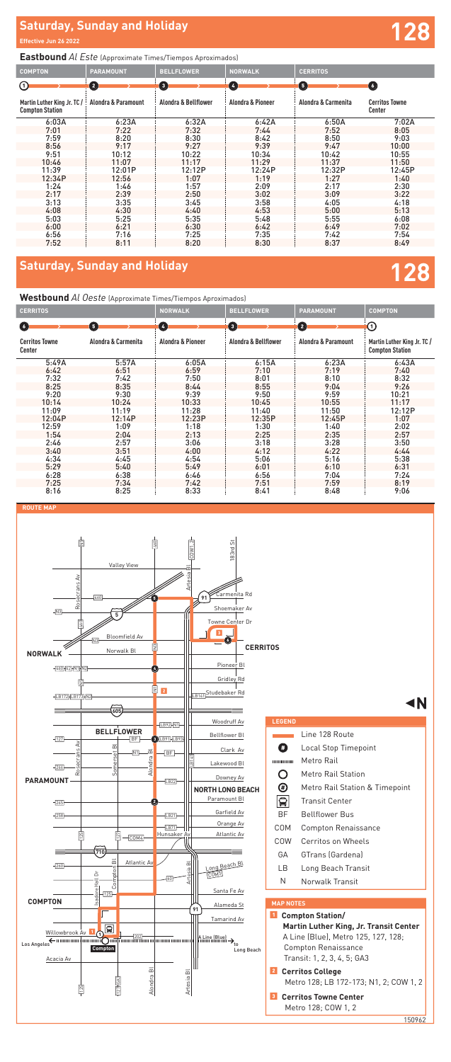# Saturday, Sunday and Holiday

**128**

Effective Jun 26 2022

## Eastbound *Al Este* (Approximate Times/Tiempos Aproximados)

| COMPTON | PARAMOUNT | BELLFLOWER | NORWALK | CERRITOS | |
|---|---|---|---|---|---|
| 1 | 2 | 3 | 4 | 5 | 6 |
| Martin Luther King Jr. TC / Compton Station | Alondra & Paramount | Alondra & Bellflower | Alondra & Pioneer | Alondra & Carmenita | Cerritos Towne Center |
| 6:03A | 6:23A | 6:32A | 6:42A | 6:50A | 7:02A |
| 7:01 | 7:22 | 7:32 | 7:44 | 7:52 | 8:05 |
| 7:59 | 8:20 | 8:30 | 8:42 | 8:50 | 9:03 |
| 8:56 | 9:17 | 9:27 | 9:39 | 9:47 | 10:00 |
| 9:51 | 10:12 | 10:22 | 10:34 | 10:42 | 10:55 |
| 10:46 | 11:07 | 11:17 | 11:29 | 11:37 | 11:50 |
| 11:39 | 12:01P | 12:12P | 12:24P | 12:32P | 12:45P |
| 12:34P | 12:56 | 1:07 | 1:19 | 1:27 | 1:40 |
| 1:24 | 1:46 | 1:57 | 2:09 | 2:17 | 2:30 |
| 2:17 | 2:39 | 2:50 | 3:02 | 3:09 | 3:22 |
| 3:13 | 3:35 | 3:45 | 3:58 | 4:05 | 4:18 |
| 4:08 | 4:30 | 4:40 | 4:53 | 5:00 | 5:13 |
| 5:03 | 5:25 | 5:35 | 5:48 | 5:55 | 6:08 |
| 6:00 | 6:21 | 6:30 | 6:42 | 6:49 | 7:02 |
| 6:56 | 7:16 | 7:25 | 7:35 | 7:42 | 7:54 |
| 7:52 | 8:11 | 8:20 | 8:30 | 8:37 | 8:49 |

# Saturday, Sunday and Holiday

**128**

## Westbound *Al Oeste* (Approximate Times/Tiempos Aproximados)

| CERRITOS | | NORWALK | BELLFLOWER | PARAMOUNT | COMPTON |
|---|---|---|---|---|---|
| 6 | 5 | 4 | 3 | 2 | 1 |
| Cerritos Towne Center | Alondra & Carmenita | Alondra & Pioneer | Alondra & Bellflower | Alondra & Paramount | Martin Luther King Jr. TC / Compton Station |
| 5:49A | 5:57A | 6:05A | 6:15A | 6:23A | 6:43A |
| 6:42 | 6:51 | 6:59 | 7:10 | 7:19 | 7:40 |
| 7:32 | 7:42 | 7:50 | 8:01 | 8:10 | 8:32 |
| 8:25 | 8:35 | 8:44 | 8:55 | 9:04 | 9:26 |
| 9:20 | 9:30 | 9:39 | 9:50 | 9:59 | 10:21 |
| 10:14 | 10:24 | 10:33 | 10:45 | 10:55 | 11:17 |
| 11:09 | 11:19 | 11:28 | 11:40 | 11:50 | 12:12P |
| 12:04P | 12:14P | 12:23P | 12:35P | 12:45P | 1:07 |
| 12:59 | 1:09 | 1:18 | 1:30 | 1:40 | 2:02 |
| 1:54 | 2:04 | 2:13 | 2:25 | 2:35 | 2:57 |
| 2:46 | 2:57 | 3:06 | 3:18 | 3:28 | 3:50 |
| 3:40 | 3:51 | 4:00 | 4:12 | 4:22 | 4:44 |
| 4:34 | 4:45 | 4:54 | 5:06 | 5:16 | 5:38 |
| 5:29 | 5:40 | 5:49 | 6:01 | 6:10 | 6:31 |
| 6:28 | 6:38 | 6:46 | 6:56 | 7:04 | 7:24 |
| 7:25 | 7:34 | 7:42 | 7:51 | 7:59 | 8:19 |
| 8:16 | 8:25 | 8:33 | 8:41 | 8:48 | 9:06 |

## ROUTE MAP

NORWALK
CERRITOS
BELLFLOWER
PARAMOUNT
NORTH LONG BEACH
COMPTON

Valley View, Carmenita Rd, Shoemaker Av, Towne Center Dr, Bloomfield Av, Norwalk Bl, Pioneer Bl, Gridley Rd, Studebaker Rd, Woodruff Av, Bellflower Bl, Clark Av, Lakewood Bl, Downey Av, Paramount Bl, Garfield Av, Orange Av, Atlantic Av, Long Beach Bl, Santa Fe Av, Alameda St, Tamarind Av, Willowbrook Av, Acacia Av, Rosecrans Av, Somerset Bl, Alondra Bl, Artesia Bl, Hunsaker Av, Compton Bl, Isadore Hall Dr, 183rd St

Los Angeles ← → to Long Beach
A Line (Blue)
Compton

### LEGEND

- Line 128 Route
- Local Stop Timepoint
- Metro Rail
- Metro Rail Station
- Metro Rail Station & Timepoint
- Transit Center
- BF Bellflower Bus
- COM Compton Renaissance
- COW Cerritos on Wheels
- GA GTrans (Gardena)
- LB Long Beach Transit
- N Norwalk Transit

### MAP NOTES

1. **Compton Station/ Martin Luther King, Jr. Transit Center**
   A Line (Blue), Metro 125, 127, 128; Compton Renaissance Transit: 1, 2, 3, 4, 5; GA3
2. **Cerritos College**
   Metro 128; LB 172-173; N1, 2; COW 1, 2
3. **Cerritos Towne Center**
   Metro 128; COW 1, 2

150962